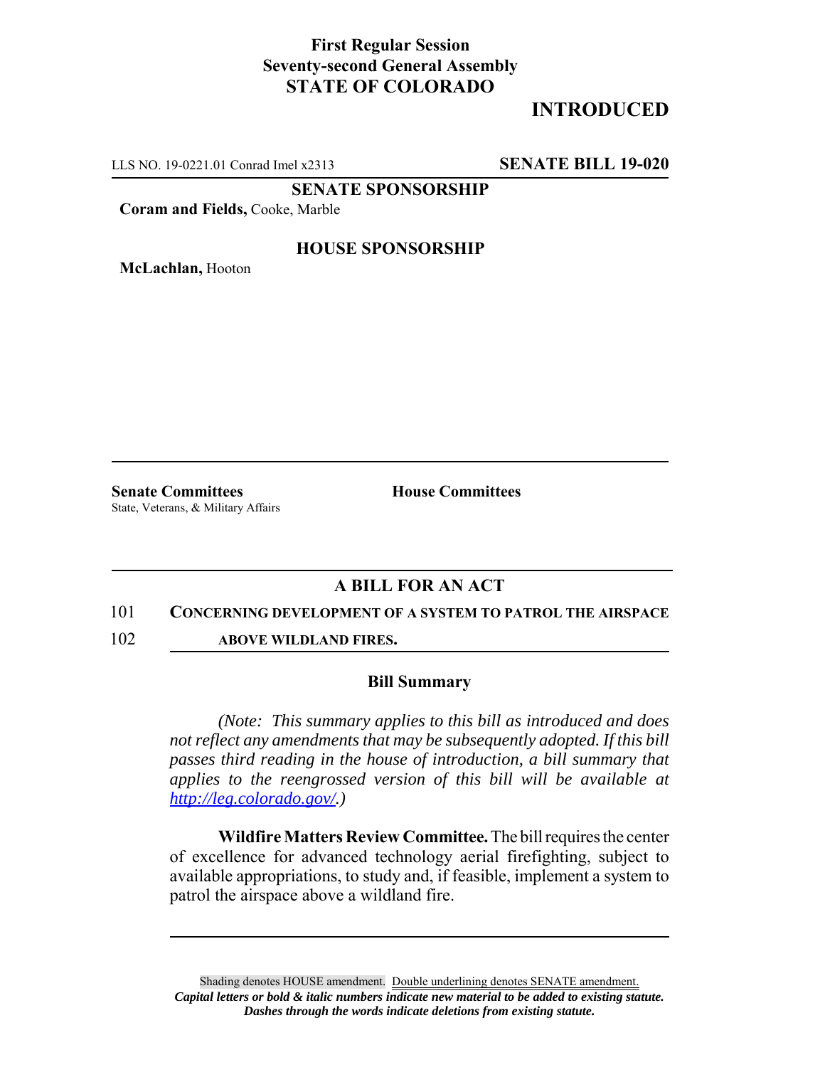**First Regular Session**
**Seventy-second General Assembly**
**STATE OF COLORADO**

# INTRODUCED

LLS NO. 19-0221.01 Conrad Imel x2313 **SENATE BILL 19-020**

**SENATE SPONSORSHIP**

**Coram and Fields,** Cooke, Marble

**HOUSE SPONSORSHIP**

**McLachlan,** Hooton

**Senate Committees**
State, Veterans, & Military Affairs

**House Committees**

## A BILL FOR AN ACT

101 **CONCERNING DEVELOPMENT OF A SYSTEM TO PATROL THE AIRSPACE**
102 **ABOVE WILDLAND FIRES.**

### Bill Summary

*(Note: This summary applies to this bill as introduced and does not reflect any amendments that may be subsequently adopted. If this bill passes third reading in the house of introduction, a bill summary that applies to the reengrossed version of this bill will be available at http://leg.colorado.gov/.)*

**Wildfire Matters Review Committee.** The bill requires the center of excellence for advanced technology aerial firefighting, subject to available appropriations, to study and, if feasible, implement a system to patrol the airspace above a wildland fire.

Shading denotes HOUSE amendment. Double underlining denotes SENATE amendment.
***Capital letters or bold & italic numbers indicate new material to be added to existing statute.***
***Dashes through the words indicate deletions from existing statute.***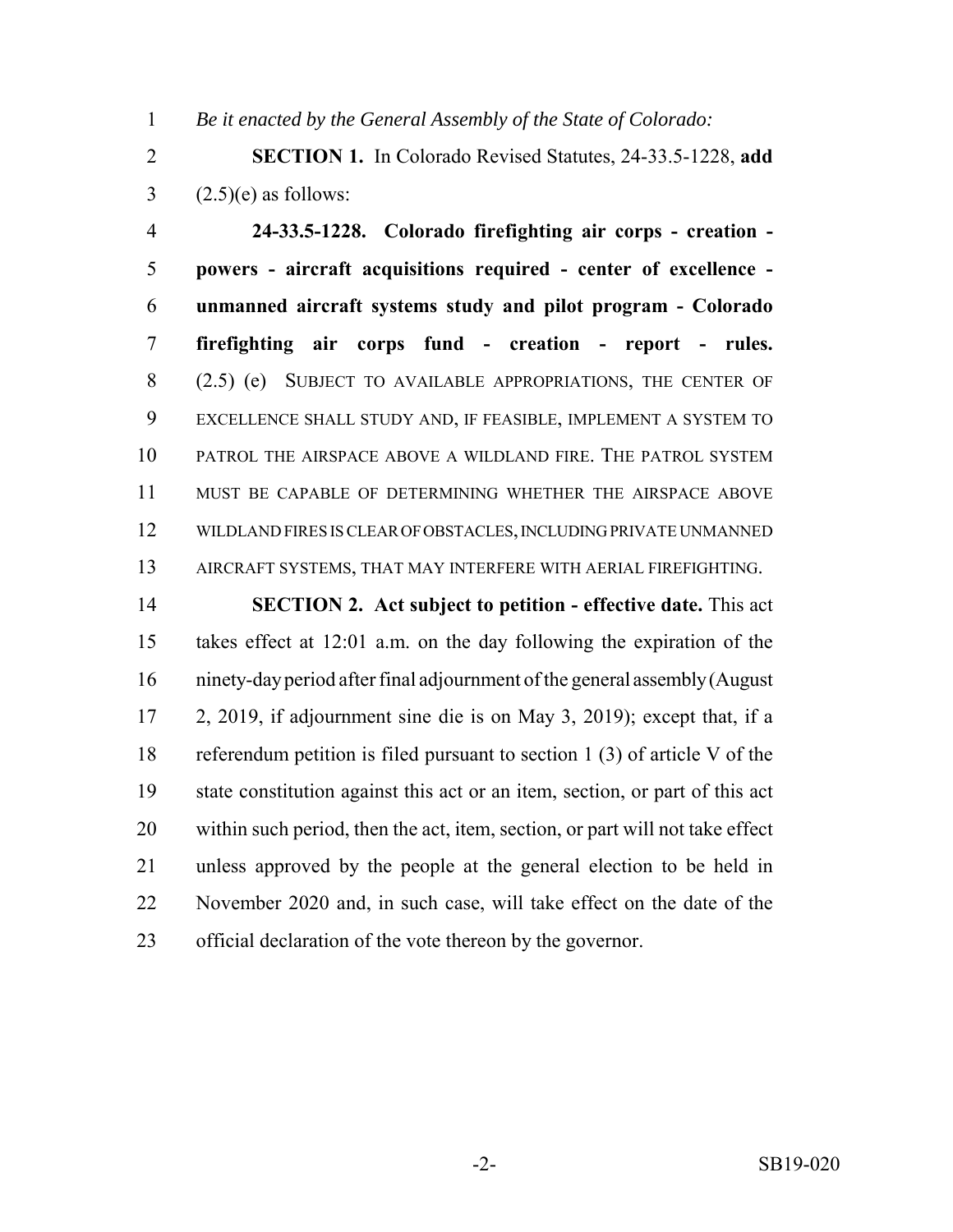*Be it enacted by the General Assembly of the State of Colorado:*

**SECTION 1.** In Colorado Revised Statutes, 24-33.5-1228, **add** (2.5)(e) as follows:

**24-33.5-1228. Colorado firefighting air corps - creation - powers - aircraft acquisitions required - center of excellence - unmanned aircraft systems study and pilot program - Colorado firefighting air corps fund - creation - report - rules.** (2.5) (e) SUBJECT TO AVAILABLE APPROPRIATIONS, THE CENTER OF EXCELLENCE SHALL STUDY AND, IF FEASIBLE, IMPLEMENT A SYSTEM TO PATROL THE AIRSPACE ABOVE A WILDLAND FIRE. THE PATROL SYSTEM MUST BE CAPABLE OF DETERMINING WHETHER THE AIRSPACE ABOVE WILDLAND FIRES IS CLEAR OF OBSTACLES, INCLUDING PRIVATE UNMANNED AIRCRAFT SYSTEMS, THAT MAY INTERFERE WITH AERIAL FIREFIGHTING.

**SECTION 2. Act subject to petition - effective date.** This act takes effect at 12:01 a.m. on the day following the expiration of the ninety-day period after final adjournment of the general assembly (August 2, 2019, if adjournment sine die is on May 3, 2019); except that, if a referendum petition is filed pursuant to section 1 (3) of article V of the state constitution against this act or an item, section, or part of this act within such period, then the act, item, section, or part will not take effect unless approved by the people at the general election to be held in November 2020 and, in such case, will take effect on the date of the official declaration of the vote thereon by the governor.